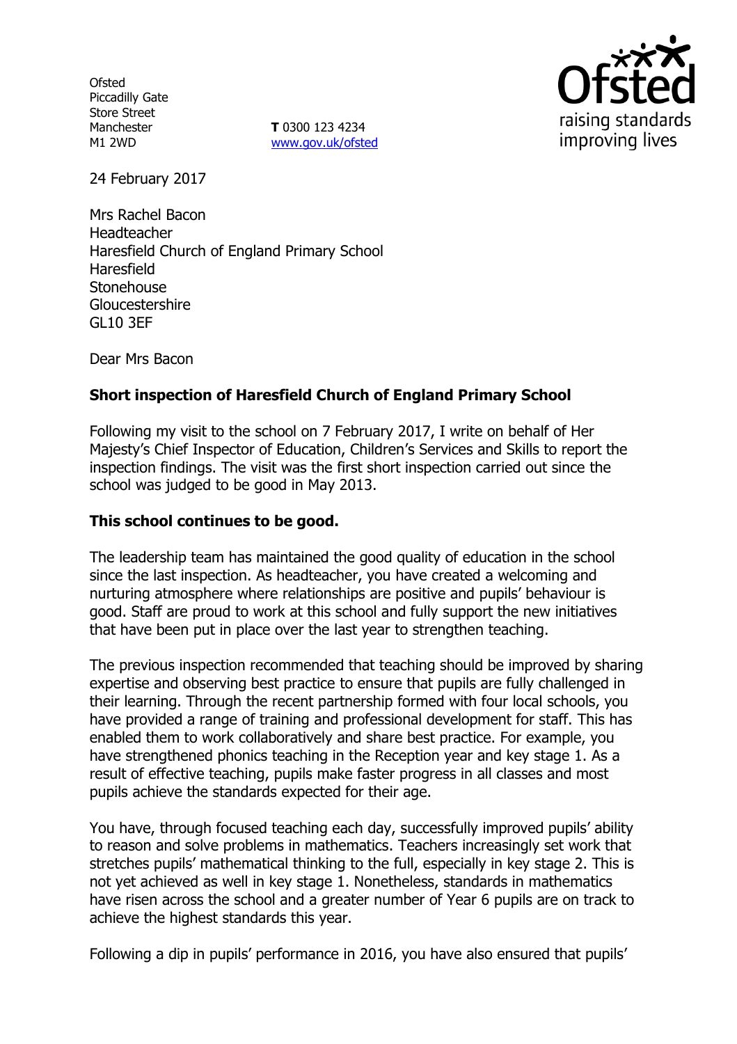Ofsted
Piccadilly Gate
Store Street
Manchester
M1 2WD

**T** 0300 123 4234
www.gov.uk/ofsted

raising standards improving lives

24 February 2017

Mrs Rachel Bacon
Headteacher
Haresfield Church of England Primary School
Haresfield
Stonehouse
Gloucestershire
GL10 3EF

Dear Mrs Bacon

## Short inspection of Haresfield Church of England Primary School

Following my visit to the school on 7 February 2017, I write on behalf of Her Majesty's Chief Inspector of Education, Children's Services and Skills to report the inspection findings. The visit was the first short inspection carried out since the school was judged to be good in May 2013.

### This school continues to be good.

The leadership team has maintained the good quality of education in the school since the last inspection. As headteacher, you have created a welcoming and nurturing atmosphere where relationships are positive and pupils' behaviour is good. Staff are proud to work at this school and fully support the new initiatives that have been put in place over the last year to strengthen teaching.

The previous inspection recommended that teaching should be improved by sharing expertise and observing best practice to ensure that pupils are fully challenged in their learning. Through the recent partnership formed with four local schools, you have provided a range of training and professional development for staff. This has enabled them to work collaboratively and share best practice. For example, you have strengthened phonics teaching in the Reception year and key stage 1. As a result of effective teaching, pupils make faster progress in all classes and most pupils achieve the standards expected for their age.

You have, through focused teaching each day, successfully improved pupils' ability to reason and solve problems in mathematics. Teachers increasingly set work that stretches pupils' mathematical thinking to the full, especially in key stage 2. This is not yet achieved as well in key stage 1. Nonetheless, standards in mathematics have risen across the school and a greater number of Year 6 pupils are on track to achieve the highest standards this year.

Following a dip in pupils' performance in 2016, you have also ensured that pupils'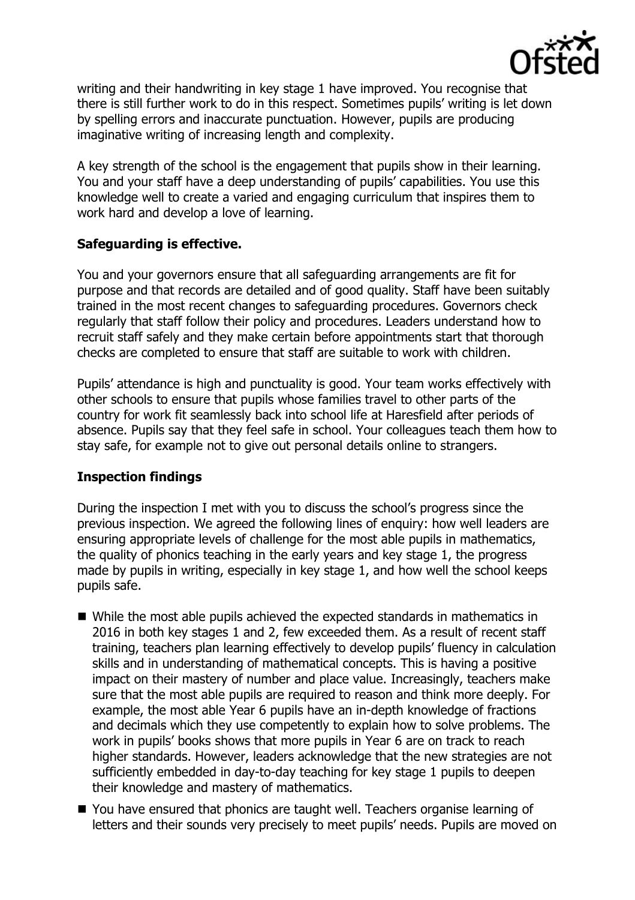writing and their handwriting in key stage 1 have improved. You recognise that there is still further work to do in this respect. Sometimes pupils' writing is let down by spelling errors and inaccurate punctuation. However, pupils are producing imaginative writing of increasing length and complexity.

A key strength of the school is the engagement that pupils show in their learning. You and your staff have a deep understanding of pupils' capabilities. You use this knowledge well to create a varied and engaging curriculum that inspires them to work hard and develop a love of learning.

## Safeguarding is effective.

You and your governors ensure that all safeguarding arrangements are fit for purpose and that records are detailed and of good quality. Staff have been suitably trained in the most recent changes to safeguarding procedures. Governors check regularly that staff follow their policy and procedures. Leaders understand how to recruit staff safely and they make certain before appointments start that thorough checks are completed to ensure that staff are suitable to work with children.

Pupils' attendance is high and punctuality is good. Your team works effectively with other schools to ensure that pupils whose families travel to other parts of the country for work fit seamlessly back into school life at Haresfield after periods of absence. Pupils say that they feel safe in school. Your colleagues teach them how to stay safe, for example not to give out personal details online to strangers.

## Inspection findings

During the inspection I met with you to discuss the school's progress since the previous inspection. We agreed the following lines of enquiry: how well leaders are ensuring appropriate levels of challenge for the most able pupils in mathematics, the quality of phonics teaching in the early years and key stage 1, the progress made by pupils in writing, especially in key stage 1, and how well the school keeps pupils safe.

- While the most able pupils achieved the expected standards in mathematics in 2016 in both key stages 1 and 2, few exceeded them. As a result of recent staff training, teachers plan learning effectively to develop pupils' fluency in calculation skills and in understanding of mathematical concepts. This is having a positive impact on their mastery of number and place value. Increasingly, teachers make sure that the most able pupils are required to reason and think more deeply. For example, the most able Year 6 pupils have an in-depth knowledge of fractions and decimals which they use competently to explain how to solve problems. The work in pupils' books shows that more pupils in Year 6 are on track to reach higher standards. However, leaders acknowledge that the new strategies are not sufficiently embedded in day-to-day teaching for key stage 1 pupils to deepen their knowledge and mastery of mathematics.
- You have ensured that phonics are taught well. Teachers organise learning of letters and their sounds very precisely to meet pupils' needs. Pupils are moved on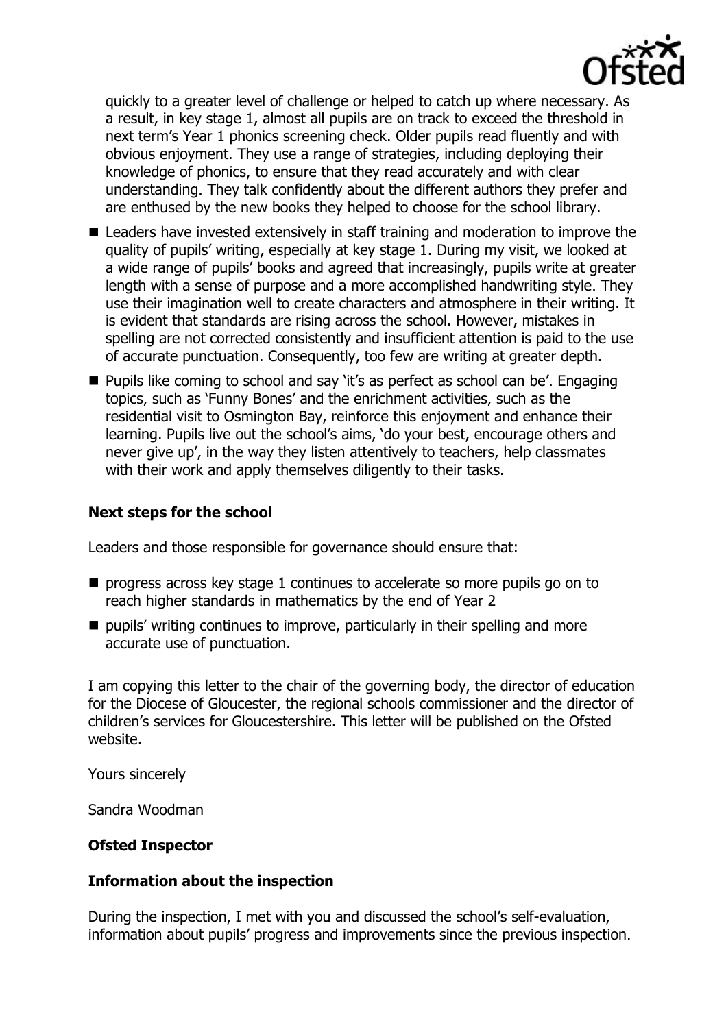quickly to a greater level of challenge or helped to catch up where necessary. As a result, in key stage 1, almost all pupils are on track to exceed the threshold in next term's Year 1 phonics screening check. Older pupils read fluently and with obvious enjoyment. They use a range of strategies, including deploying their knowledge of phonics, to ensure that they read accurately and with clear understanding. They talk confidently about the different authors they prefer and are enthused by the new books they helped to choose for the school library.

- Leaders have invested extensively in staff training and moderation to improve the quality of pupils' writing, especially at key stage 1. During my visit, we looked at a wide range of pupils' books and agreed that increasingly, pupils write at greater length with a sense of purpose and a more accomplished handwriting style. They use their imagination well to create characters and atmosphere in their writing. It is evident that standards are rising across the school. However, mistakes in spelling are not corrected consistently and insufficient attention is paid to the use of accurate punctuation. Consequently, too few are writing at greater depth.
- Pupils like coming to school and say 'it's as perfect as school can be'. Engaging topics, such as 'Funny Bones' and the enrichment activities, such as the residential visit to Osmington Bay, reinforce this enjoyment and enhance their learning. Pupils live out the school's aims, 'do your best, encourage others and never give up', in the way they listen attentively to teachers, help classmates with their work and apply themselves diligently to their tasks.

## Next steps for the school

Leaders and those responsible for governance should ensure that:

- progress across key stage 1 continues to accelerate so more pupils go on to reach higher standards in mathematics by the end of Year 2
- pupils' writing continues to improve, particularly in their spelling and more accurate use of punctuation.

I am copying this letter to the chair of the governing body, the director of education for the Diocese of Gloucester, the regional schools commissioner and the director of children's services for Gloucestershire. This letter will be published on the Ofsted website.

Yours sincerely

Sandra Woodman

**Ofsted Inspector**

## Information about the inspection

During the inspection, I met with you and discussed the school's self-evaluation, information about pupils' progress and improvements since the previous inspection.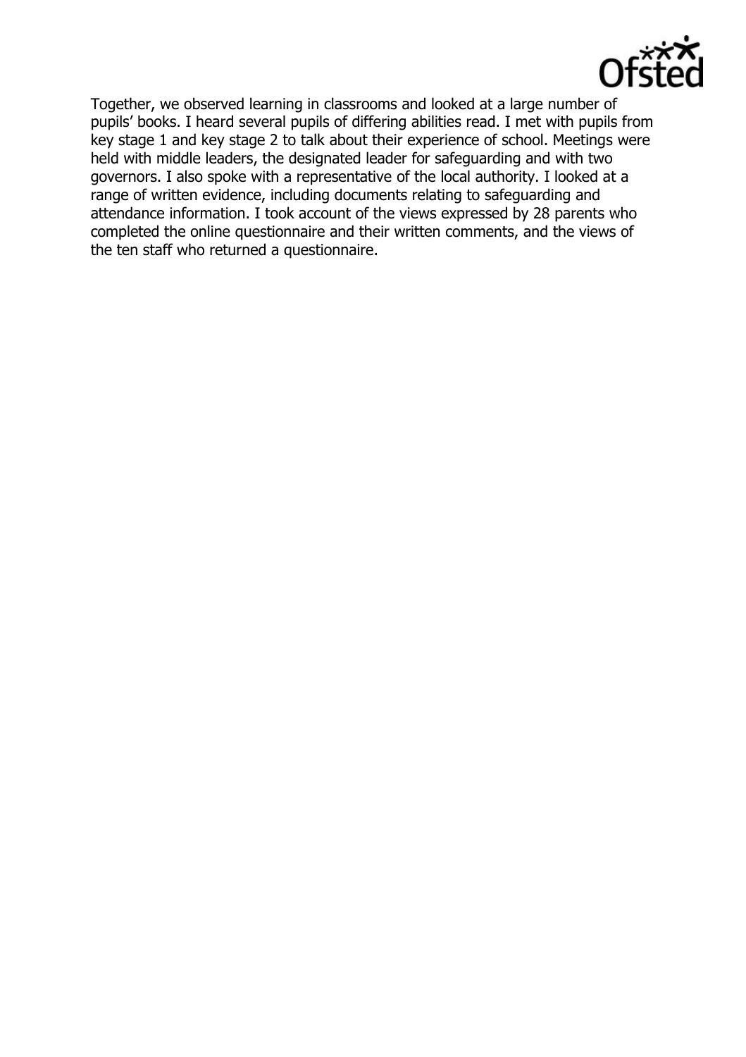Together, we observed learning in classrooms and looked at a large number of pupils' books. I heard several pupils of differing abilities read. I met with pupils from key stage 1 and key stage 2 to talk about their experience of school. Meetings were held with middle leaders, the designated leader for safeguarding and with two governors. I also spoke with a representative of the local authority. I looked at a range of written evidence, including documents relating to safeguarding and attendance information. I took account of the views expressed by 28 parents who completed the online questionnaire and their written comments, and the views of the ten staff who returned a questionnaire.